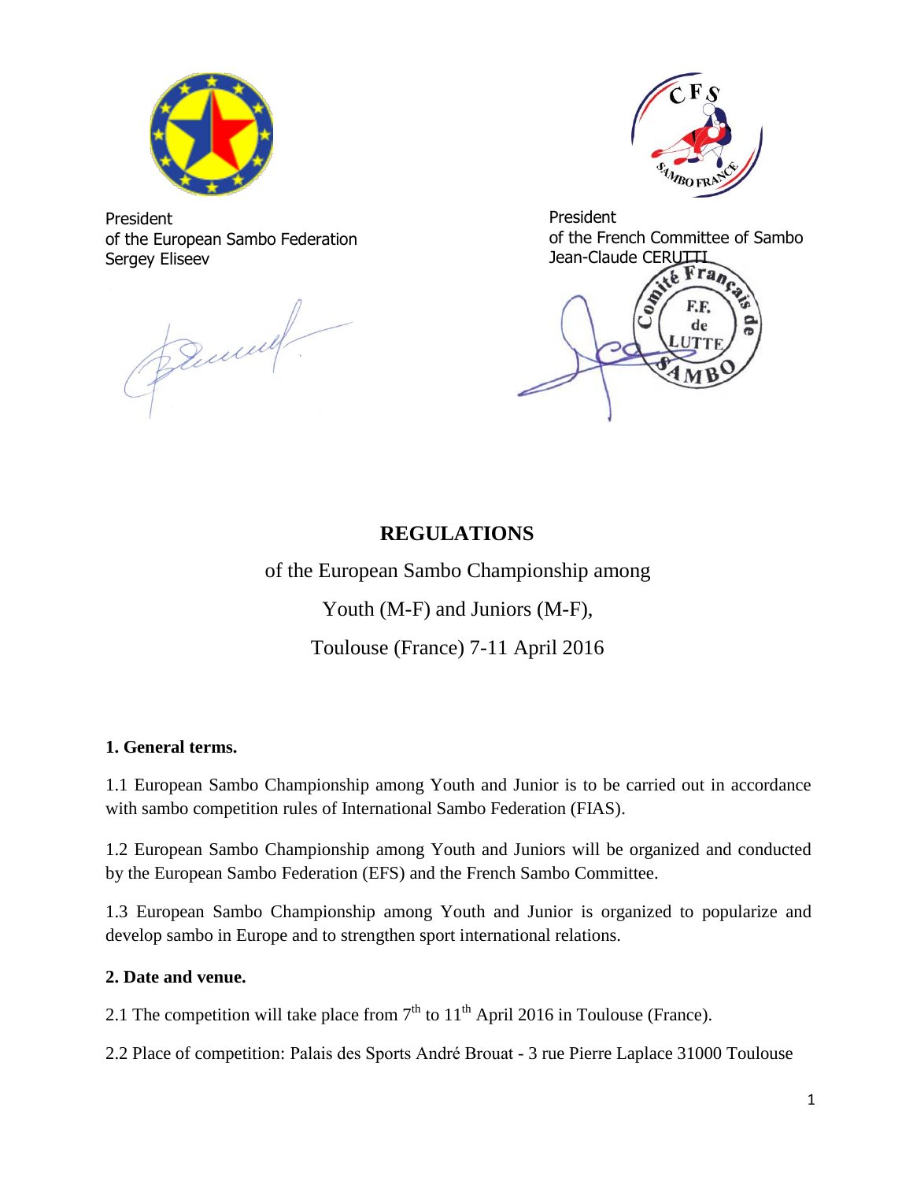President
of the European Sambo Federation
Sergey Eliseev

President
of the French Committee of Sambo
Jean-Claude CERUTTI

# REGULATIONS

of the European Sambo Championship among

Youth (M-F) and Juniors (M-F),

Toulouse (France) 7-11 April 2016

## 1. General terms.

1.1 European Sambo Championship among Youth and Junior is to be carried out in accordance with sambo competition rules of International Sambo Federation (FIAS).

1.2 European Sambo Championship among Youth and Juniors will be organized and conducted by the European Sambo Federation (EFS) and the French Sambo Committee.

1.3 European Sambo Championship among Youth and Junior is organized to popularize and develop sambo in Europe and to strengthen sport international relations.

## 2. Date and venue.

2.1 The competition will take place from 7th to 11th April 2016 in Toulouse (France).

2.2 Place of competition: Palais des Sports André Brouat - 3 rue Pierre Laplace 31000 Toulouse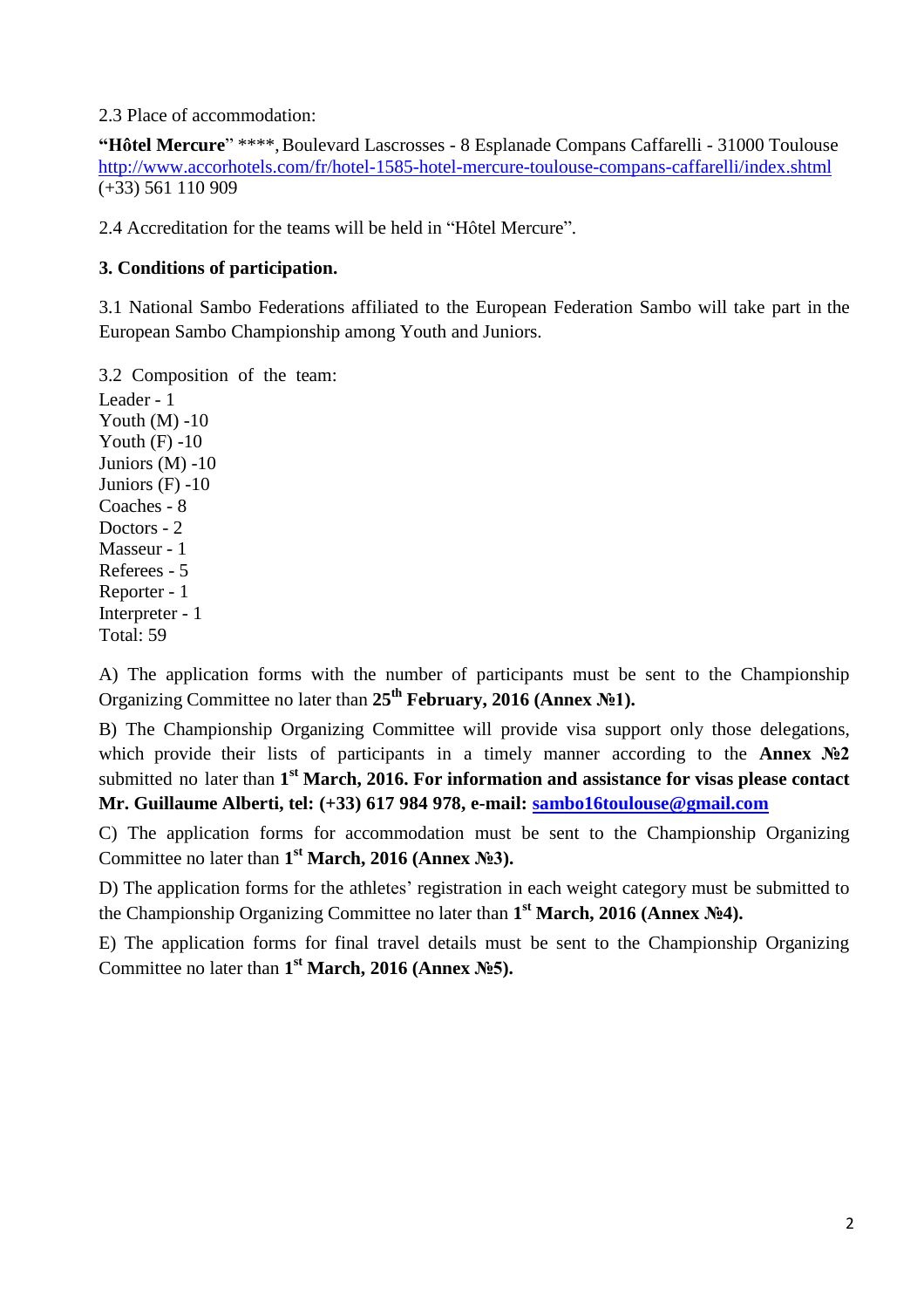2.3 Place of accommodation:

**“Hôtel Mercure**” ****, Boulevard Lascrosses - 8 Esplanade Compans Caffarelli - 31000 Toulouse
http://www.accorhotels.com/fr/hotel-1585-hotel-mercure-toulouse-compans-caffarelli/index.shtml
(+33) 561 110 909

2.4 Accreditation for the teams will be held in “Hôtel Mercure”.

**3. Conditions of participation.**

3.1 National Sambo Federations affiliated to the European Federation Sambo will take part in the European Sambo Championship among Youth and Juniors.

3.2 Composition of the team:
Leader - 1
Youth (M) -10
Youth (F) -10
Juniors (M) -10
Juniors (F) -10
Coaches - 8
Doctors - 2
Masseur - 1
Referees - 5
Reporter - 1
Interpreter - 1
Total: 59

A) The application forms with the number of participants must be sent to the Championship Organizing Committee no later than **25th February, 2016 (Annex №1).**

B) The Championship Organizing Committee will provide visa support only those delegations, which provide their lists of participants in a timely manner according to the **Annex №2** submitted no later than **1st March, 2016. For information and assistance for visas please contact Mr. Guillaume Alberti, tel: (+33) 617 984 978, e-mail: sambo16toulouse@gmail.com**

C) The application forms for accommodation must be sent to the Championship Organizing Committee no later than **1st March, 2016 (Annex №3).**

D) The application forms for the athletes’ registration in each weight category must be submitted to the Championship Organizing Committee no later than **1st March, 2016 (Annex №4).**

E) The application forms for final travel details must be sent to the Championship Organizing Committee no later than **1st March, 2016 (Annex №5).**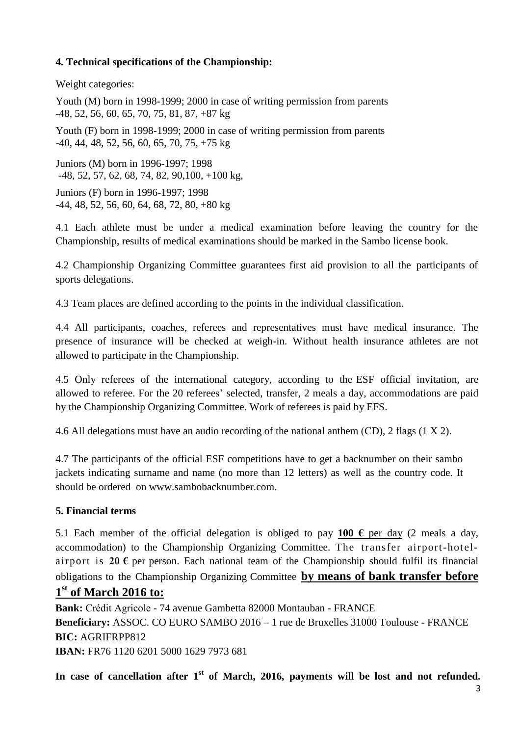#### 4. Technical specifications of the Championship:

Weight categories:

Youth (M) born in 1998-1999; 2000 in case of writing permission from parents
-48, 52, 56, 60, 65, 70, 75, 81, 87, +87 kg

Youth (F) born in 1998-1999; 2000 in case of writing permission from parents
-40, 44, 48, 52, 56, 60, 65, 70, 75, +75 kg

Juniors (M) born in 1996-1997; 1998
-48, 52, 57, 62, 68, 74, 82, 90,100, +100 kg,

Juniors (F) born in 1996-1997; 1998
-44, 48, 52, 56, 60, 64, 68, 72, 80, +80 kg

4.1 Each athlete must be under a medical examination before leaving the country for the Championship, results of medical examinations should be marked in the Sambo license book.

4.2 Championship Organizing Committee guarantees first aid provision to all the participants of sports delegations.

4.3 Team places are defined according to the points in the individual classification.

4.4 All participants, coaches, referees and representatives must have medical insurance. The presence of insurance will be checked at weigh-in. Without health insurance athletes are not allowed to participate in the Championship.

4.5 Only referees of the international category, according to the ESF official invitation, are allowed to referee. For the 20 referees' selected, transfer, 2 meals a day, accommodations are paid by the Championship Organizing Committee. Work of referees is paid by EFS.

4.6 All delegations must have an audio recording of the national anthem (CD), 2 flags (1 X 2).

4.7 The participants of the official ESF competitions have to get a backnumber on their sambo jackets indicating surname and name (no more than 12 letters) as well as the country code. It should be ordered on www.sambobacknumber.com.

#### 5. Financial terms

5.1 Each member of the official delegation is obliged to pay **100 €** per day (2 meals a day, accommodation) to the Championship Organizing Committee. The transfer airport-hotel-airport is **20 €** per person. Each national team of the Championship should fulfil its financial obligations to the Championship Organizing Committee **by means of bank transfer before 1st of March 2016 to:**

**Bank:** Crédit Agricole - 74 avenue Gambetta 82000 Montauban - FRANCE
**Beneficiary:** ASSOC. CO EURO SAMBO 2016 – 1 rue de Bruxelles 31000 Toulouse - FRANCE
**BIC:** AGRIFRPP812
**IBAN:** FR76 1120 6201 5000 1629 7973 681

**In case of cancellation after 1st of March, 2016, payments will be lost and not refunded.**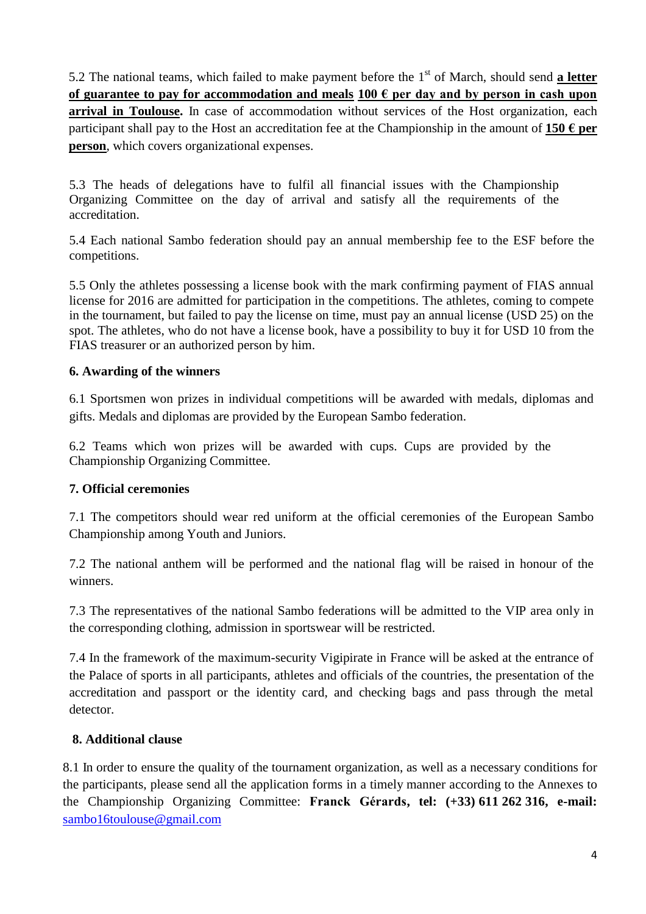5.2 The national teams, which failed to make payment before the 1st of March, should send **a letter of guarantee to pay for accommodation and meals** **100 € per day and by person in cash upon arrival in Toulouse.** In case of accommodation without services of the Host organization, each participant shall pay to the Host an accreditation fee at the Championship in the amount of **150 € per person**, which covers organizational expenses.

5.3 The heads of delegations have to fulfil all financial issues with the Championship Organizing Committee on the day of arrival and satisfy all the requirements of the accreditation.

5.4 Each national Sambo federation should pay an annual membership fee to the ESF before the competitions.

5.5 Only the athletes possessing a license book with the mark confirming payment of FIAS annual license for 2016 are admitted for participation in the competitions. The athletes, coming to compete in the tournament, but failed to pay the license on time, must pay an annual license (USD 25) on the spot. The athletes, who do not have a license book, have a possibility to buy it for USD 10 from the FIAS treasurer or an authorized person by him.

**6. Awarding of the winners**

6.1 Sportsmen won prizes in individual competitions will be awarded with medals, diplomas and gifts. Medals and diplomas are provided by the European Sambo federation.

6.2 Teams which won prizes will be awarded with cups. Cups are provided by the Championship Organizing Committee.

**7. Official ceremonies**

7.1 The competitors should wear red uniform at the official ceremonies of the European Sambo Championship among Youth and Juniors.

7.2 The national anthem will be performed and the national flag will be raised in honour of the winners.

7.3 The representatives of the national Sambo federations will be admitted to the VIP area only in the corresponding clothing, admission in sportswear will be restricted.

7.4 In the framework of the maximum-security Vigipirate in France will be asked at the entrance of the Palace of sports in all participants, athletes and officials of the countries, the presentation of the accreditation and passport or the identity card, and checking bags and pass through the metal detector.

**8. Additional clause**

8.1 In order to ensure the quality of the tournament organization, as well as a necessary conditions for the participants, please send all the application forms in a timely manner according to the Annexes to the Championship Organizing Committee: **Franck Gérards, tel: (+33) 611 262 316, e-mail:** sambo16toulouse@gmail.com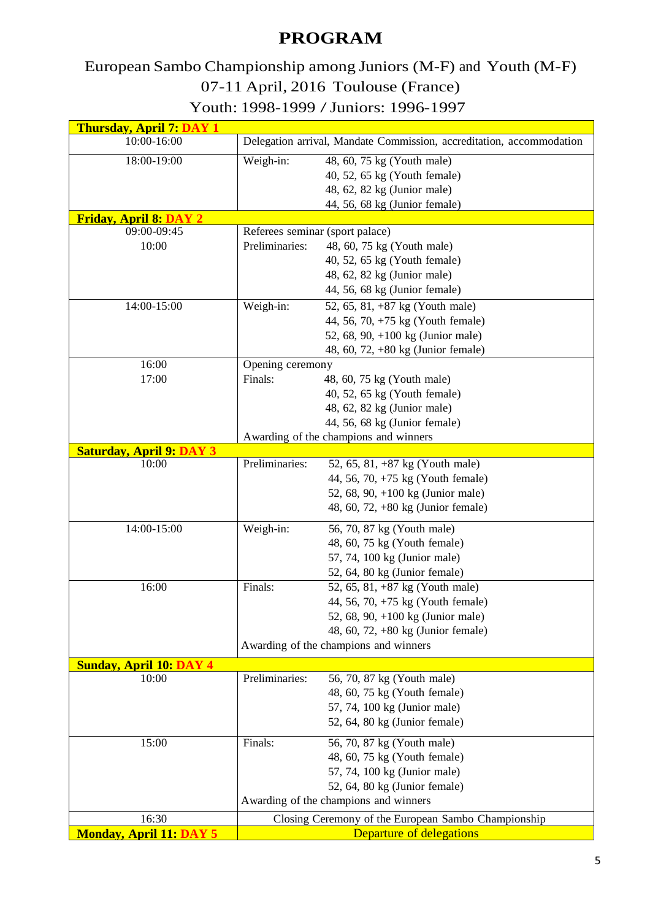# PROGRAM

European Sambo Championship among Juniors (M-F) and Youth (M-F)
07-11 April, 2016 Toulouse (France)
Youth: 1998-1999 / Juniors: 1996-1997

| | | |
|---|---|---|
| **Thursday, April 7: DAY 1** | | |
| 10:00-16:00 | Delegation arrival, Mandate Commission, accreditation, accommodation | |
| 18:00-19:00 | Weigh-in: | 48, 60, 75 kg (Youth male)<br>40, 52, 65 kg (Youth female)<br>48, 62, 82 kg (Junior male)<br>44, 56, 68 kg (Junior female) |
| **Friday, April 8: DAY 2** | | |
| 09:00-09:45 | Referees seminar (sport palace) | |
| 10:00 | Preliminaries: | 48, 60, 75 kg (Youth male)<br>40, 52, 65 kg (Youth female)<br>48, 62, 82 kg (Junior male)<br>44, 56, 68 kg (Junior female) |
| 14:00-15:00 | Weigh-in: | 52, 65, 81, +87 kg (Youth male)<br>44, 56, 70, +75 kg (Youth female)<br>52, 68, 90, +100 kg (Junior male)<br>48, 60, 72, +80 kg (Junior female) |
| 16:00 | Opening ceremony | |
| 17:00 | Finals: | 48, 60, 75 kg (Youth male)<br>40, 52, 65 kg (Youth female)<br>48, 62, 82 kg (Junior male)<br>44, 56, 68 kg (Junior female) |
| | Awarding of the champions and winners | |
| **Saturday, April 9: DAY 3** | | |
| 10:00 | Preliminaries: | 52, 65, 81, +87 kg (Youth male)<br>44, 56, 70, +75 kg (Youth female)<br>52, 68, 90, +100 kg (Junior male)<br>48, 60, 72, +80 kg (Junior female) |
| 14:00-15:00 | Weigh-in: | 56, 70, 87 kg (Youth male)<br>48, 60, 75 kg (Youth female)<br>57, 74, 100 kg (Junior male)<br>52, 64, 80 kg (Junior female) |
| 16:00 | Finals: | 52, 65, 81, +87 kg (Youth male)<br>44, 56, 70, +75 kg (Youth female)<br>52, 68, 90, +100 kg (Junior male)<br>48, 60, 72, +80 kg (Junior female) |
| | Awarding of the champions and winners | |
| **Sunday, April 10: DAY 4** | | |
| 10:00 | Preliminaries: | 56, 70, 87 kg (Youth male)<br>48, 60, 75 kg (Youth female)<br>57, 74, 100 kg (Junior male)<br>52, 64, 80 kg (Junior female) |
| 15:00 | Finals: | 56, 70, 87 kg (Youth male)<br>48, 60, 75 kg (Youth female)<br>57, 74, 100 kg (Junior male)<br>52, 64, 80 kg (Junior female) |
| | Awarding of the champions and winners | |
| 16:30 | Closing Ceremony of the European Sambo Championship | |
| **Monday, April 11: DAY 5** | Departure of delegations | |